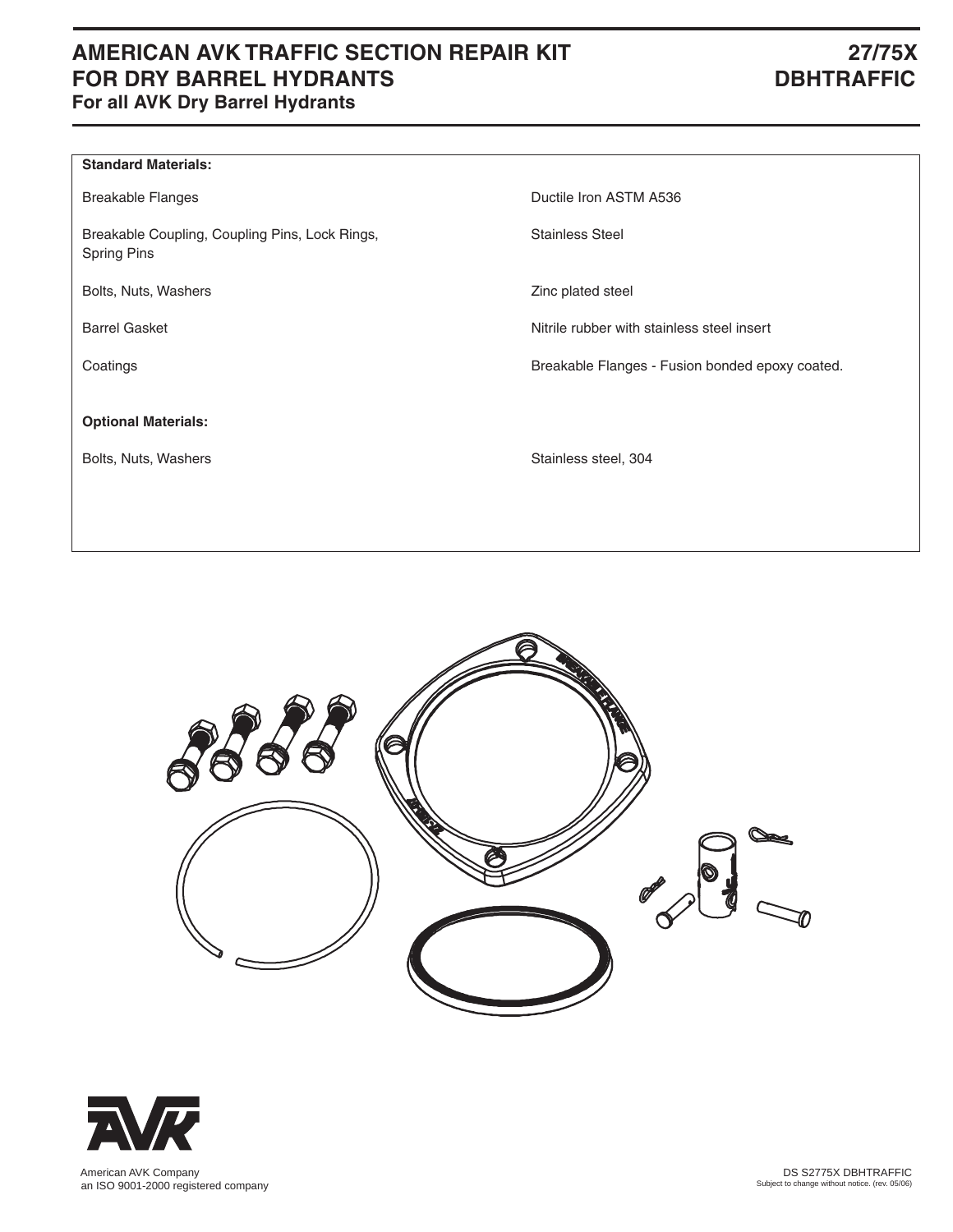# AMERICAN AVK TRAFFIC SECTION REPAIR KIT FOR DRY BARREL HYDRANTS

# 27/75X DBHTRAFFIC

**For all AVK Dry Barrel Hydrants**

| **Standard Materials:** | |
|---|---|
| Breakable Flanges | Ductile Iron ASTM A536 |
| Breakable Coupling, Coupling Pins, Lock Rings, Spring Pins | Stainless Steel |
| Bolts, Nuts, Washers | Zinc plated steel |
| Barrel Gasket | Nitrile rubber with stainless steel insert |
| Coatings | Breakable Flanges - Fusion bonded epoxy coated. |
| **Optional Materials:** | |
| Bolts, Nuts, Washers | Stainless steel, 304 |

American AVK Company
an ISO 9001-2000 registered company

DS S2775X DBHTRAFFIC
Subject to change without notice. (rev. 05/06)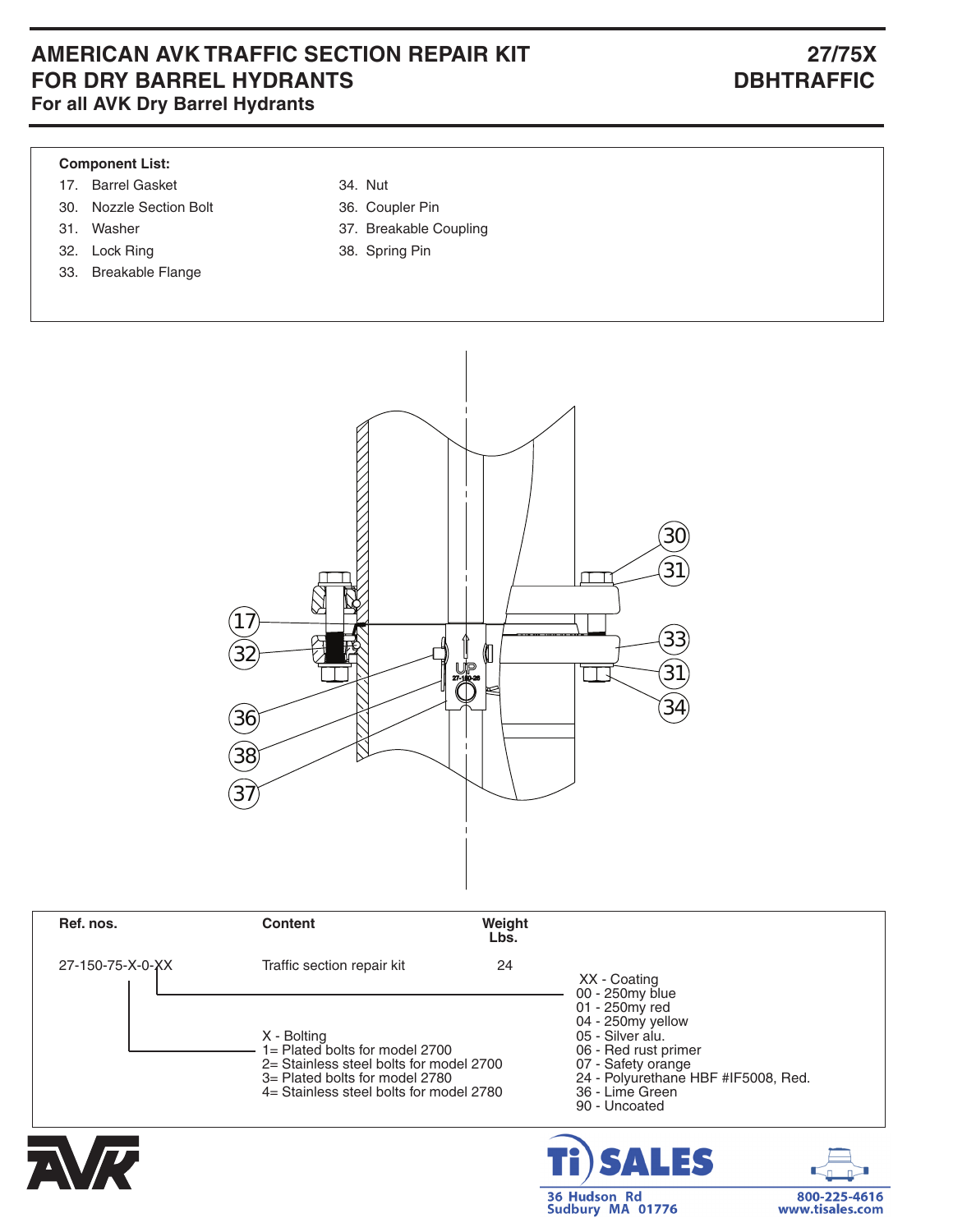# AMERICAN AVK TRAFFIC SECTION REPAIR KIT FOR DRY BARREL HYDRANTS

## For all AVK Dry Barrel Hydrants

**27/75X DBHTRAFFIC**

**Component List:**

17. Barrel Gasket
30. Nozzle Section Bolt
31. Washer
32. Lock Ring
33. Breakable Flange
34. Nut
36. Coupler Pin
37. Breakable Coupling
38. Spring Pin

30
31
17
32
33
31
34
36
38
37
UP
27-150-26

| Ref. nos. | Content | Weight Lbs. |
|---|---|---|
| 27-150-75-X-0-XX | Traffic section repair kit | 24 |

X - Bolting
1= Plated bolts for model 2700
2= Stainless steel bolts for model 2700
3= Plated bolts for model 2780
4= Stainless steel bolts for model 2780

XX - Coating
00 - 250my blue
01 - 250my red
04 - 250my yellow
05 - Silver alu.
06 - Red rust primer
07 - Safety orange
24 - Polyurethane HBF #IF5008, Red.
36 - Lime Green
90 - Uncoated

AVK

Ti SALES
36 Hudson Rd
Sudbury MA 01776
800-225-4616
www.tisales.com